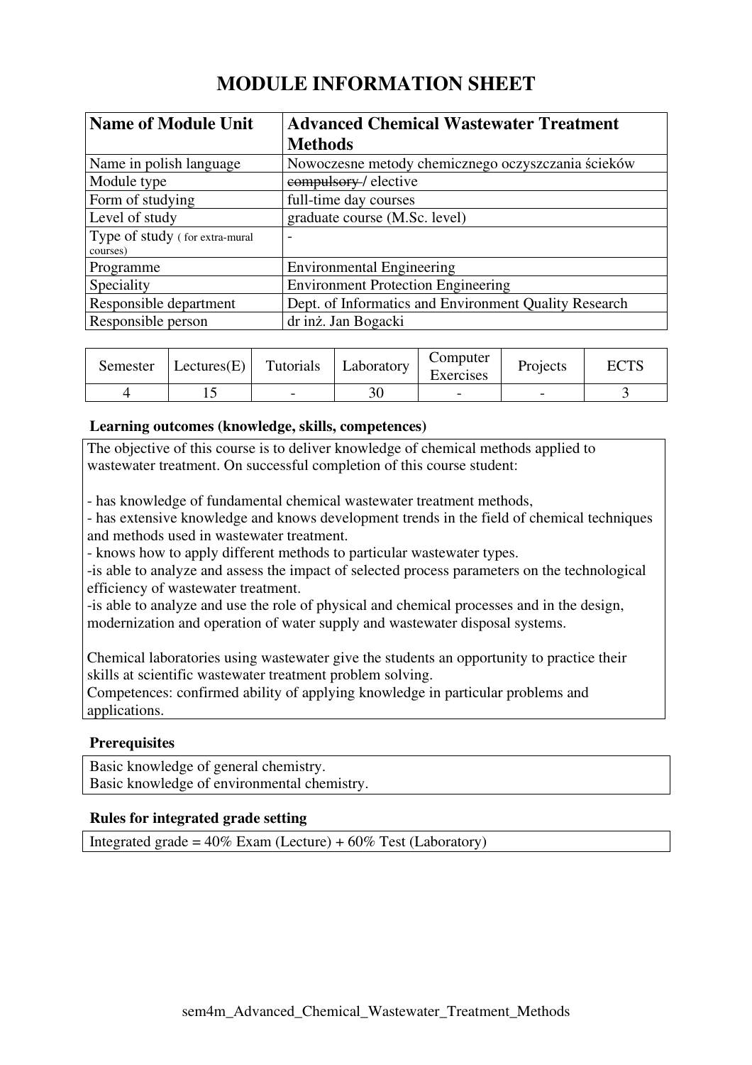# MODULE INFORMATION SHEET

| **Name of Module Unit** | **Advanced Chemical Wastewater Treatment Methods** |
|---|---|
| Name in polish language | Nowoczesne metody chemicznego oczyszczania ścieków |
| Module type | ~~compulsory~~ / elective |
| Form of studying | full-time day courses |
| Level of study | graduate course (M.Sc. level) |
| Type of study ( for extra-mural courses) | - |
| Programme | Environmental Engineering |
| Speciality | Environment Protection Engineering |
| Responsible department | Dept. of Informatics and Environment Quality Research |
| Responsible person | dr inż. Jan Bogacki |

| Semester | Lectures(E) | Tutorials | Laboratory | Computer Exercises | Projects | ECTS |
|---|---|---|---|---|---|---|
| 4 | 15 | - | 30 | - | - | 3 |

### Learning outcomes (knowledge, skills, competences)

The objective of this course is to deliver knowledge of chemical methods applied to wastewater treatment. On successful completion of this course student:

- has knowledge of fundamental chemical wastewater treatment methods,
- has extensive knowledge and knows development trends in the field of chemical techniques and methods used in wastewater treatment.
- knows how to apply different methods to particular wastewater types.
- is able to analyze and assess the impact of selected process parameters on the technological efficiency of wastewater treatment.
- is able to analyze and use the role of physical and chemical processes and in the design, modernization and operation of water supply and wastewater disposal systems.

Chemical laboratories using wastewater give the students an opportunity to practice their skills at scientific wastewater treatment problem solving.
Competences: confirmed ability of applying knowledge in particular problems and applications.

### Prerequisites

Basic knowledge of general chemistry.
Basic knowledge of environmental chemistry.

### Rules for integrated grade setting

Integrated grade = 40% Exam (Lecture) + 60% Test (Laboratory)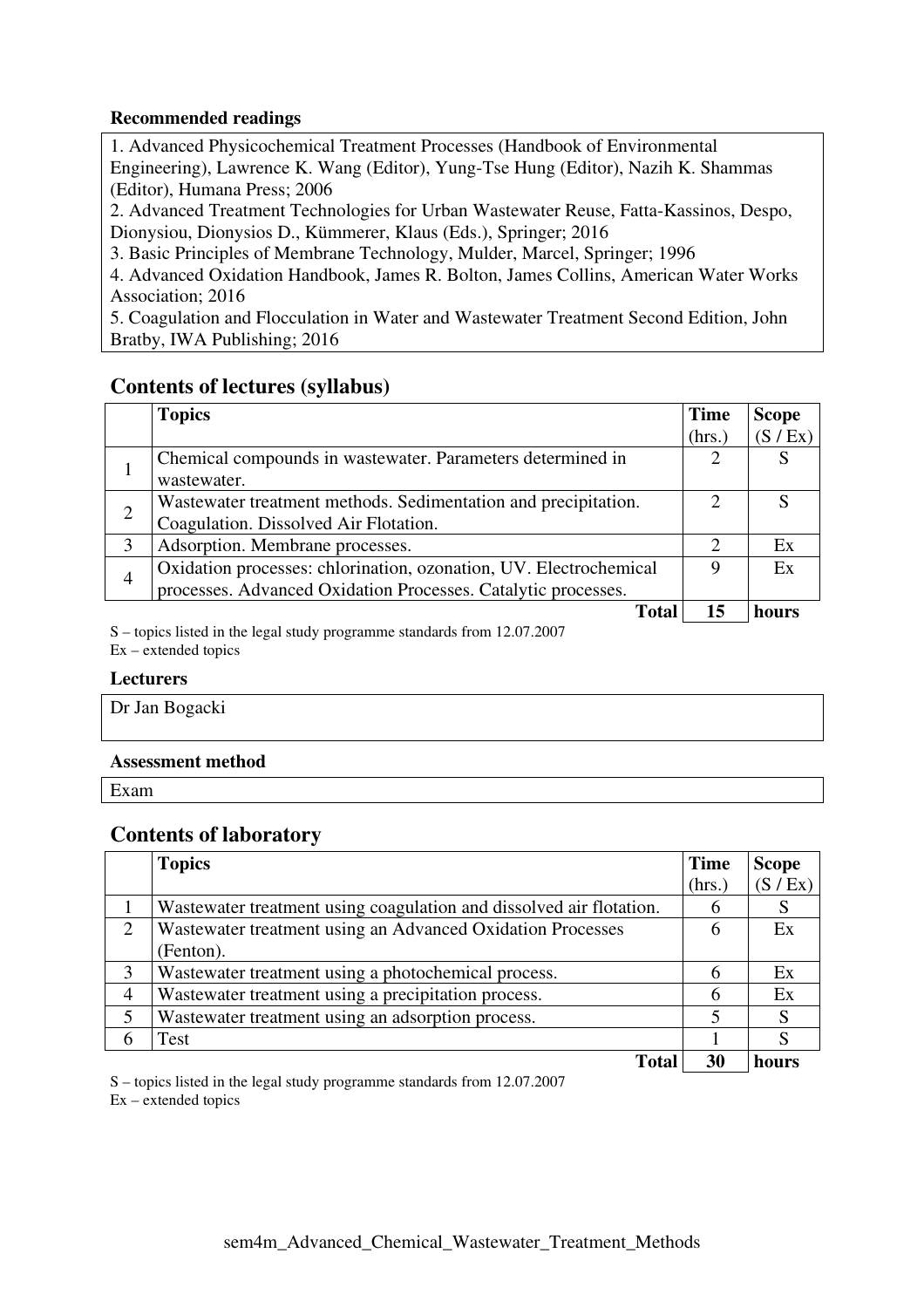**Recommended readings**

1. Advanced Physicochemical Treatment Processes (Handbook of Environmental Engineering), Lawrence K. Wang (Editor), Yung-Tse Hung (Editor), Nazih K. Shammas (Editor), Humana Press; 2006
2. Advanced Treatment Technologies for Urban Wastewater Reuse, Fatta-Kassinos, Despo, Dionysiou, Dionysios D., Kümmerer, Klaus (Eds.), Springer; 2016
3. Basic Principles of Membrane Technology, Mulder, Marcel, Springer; 1996
4. Advanced Oxidation Handbook, James R. Bolton, James Collins, American Water Works Association; 2016
5. Coagulation and Flocculation in Water and Wastewater Treatment Second Edition, John Bratby, IWA Publishing; 2016

## Contents of lectures (syllabus)

| | Topics | Time (hrs.) | Scope (S / Ex) |
|---|---|---|---|
| 1 | Chemical compounds in wastewater. Parameters determined in wastewater. | 2 | S |
| 2 | Wastewater treatment methods. Sedimentation and precipitation. Coagulation. Dissolved Air Flotation. | 2 | S |
| 3 | Adsorption. Membrane processes. | 2 | Ex |
| 4 | Oxidation processes: chlorination, ozonation, UV. Electrochemical processes. Advanced Oxidation Processes. Catalytic processes. | 9 | Ex |
| | **Total** | **15** | **hours** |

S – topics listed in the legal study programme standards from 12.07.2007
Ex – extended topics

**Lecturers**

Dr Jan Bogacki

**Assessment method**

Exam

## Contents of laboratory

| | Topics | Time (hrs.) | Scope (S / Ex) |
|---|---|---|---|
| 1 | Wastewater treatment using coagulation and dissolved air flotation. | 6 | S |
| 2 | Wastewater treatment using an Advanced Oxidation Processes (Fenton). | 6 | Ex |
| 3 | Wastewater treatment using a photochemical process. | 6 | Ex |
| 4 | Wastewater treatment using a precipitation process. | 6 | Ex |
| 5 | Wastewater treatment using an adsorption process. | 5 | S |
| 6 | Test | 1 | S |
| | **Total** | **30** | **hours** |

S – topics listed in the legal study programme standards from 12.07.2007
Ex – extended topics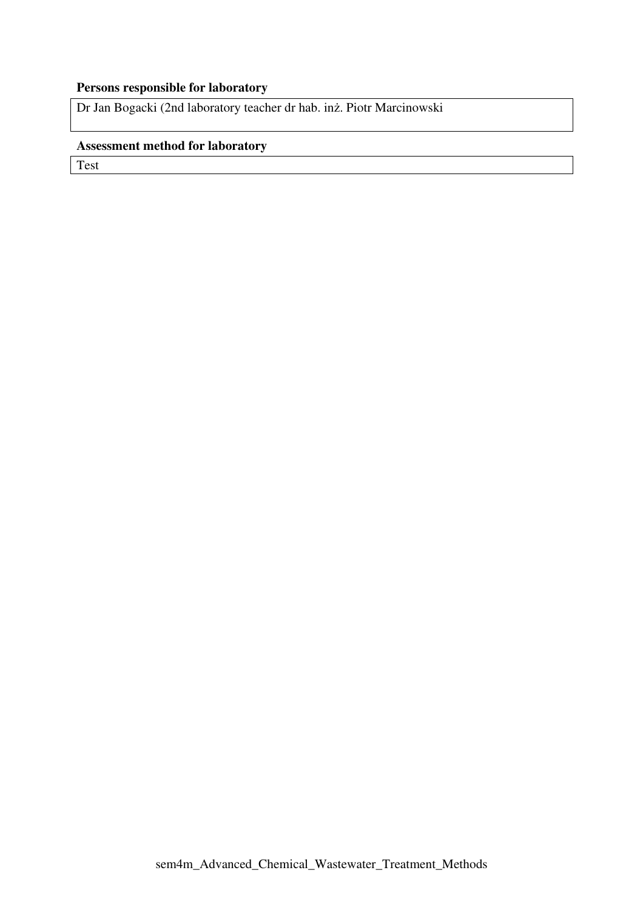**Persons responsible for laboratory**

Dr Jan Bogacki (2nd laboratory teacher dr hab. inż. Piotr Marcinowski

**Assessment method for laboratory**

Test